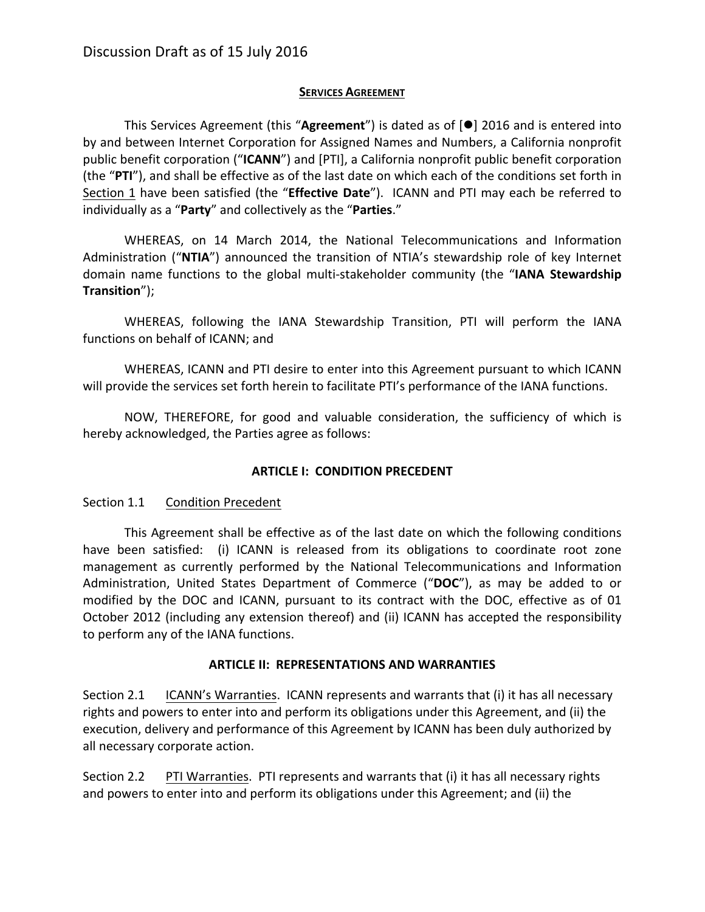Discussion Draft as of 15 July 2016

# SERVICES AGREEMENT

This Services Agreement (this "**Agreement**") is dated as of [●] 2016 and is entered into by and between Internet Corporation for Assigned Names and Numbers, a California nonprofit public benefit corporation ("**ICANN**") and [PTI], a California nonprofit public benefit corporation (the "**PTI**"), and shall be effective as of the last date on which each of the conditions set forth in Section 1 have been satisfied (the "**Effective Date**"). ICANN and PTI may each be referred to individually as a "**Party**" and collectively as the "**Parties**."

WHEREAS, on 14 March 2014, the National Telecommunications and Information Administration ("**NTIA**") announced the transition of NTIA's stewardship role of key Internet domain name functions to the global multi-stakeholder community (the "**IANA Stewardship Transition**");

WHEREAS, following the IANA Stewardship Transition, PTI will perform the IANA functions on behalf of ICANN; and

WHEREAS, ICANN and PTI desire to enter into this Agreement pursuant to which ICANN will provide the services set forth herein to facilitate PTI's performance of the IANA functions.

NOW, THEREFORE, for good and valuable consideration, the sufficiency of which is hereby acknowledged, the Parties agree as follows:

## ARTICLE I: CONDITION PRECEDENT

Section 1.1 Condition Precedent

This Agreement shall be effective as of the last date on which the following conditions have been satisfied: (i) ICANN is released from its obligations to coordinate root zone management as currently performed by the National Telecommunications and Information Administration, United States Department of Commerce ("**DOC**"), as may be added to or modified by the DOC and ICANN, pursuant to its contract with the DOC, effective as of 01 October 2012 (including any extension thereof) and (ii) ICANN has accepted the responsibility to perform any of the IANA functions.

## ARTICLE II: REPRESENTATIONS AND WARRANTIES

Section 2.1 ICANN's Warranties. ICANN represents and warrants that (i) it has all necessary rights and powers to enter into and perform its obligations under this Agreement, and (ii) the execution, delivery and performance of this Agreement by ICANN has been duly authorized by all necessary corporate action.

Section 2.2 PTI Warranties. PTI represents and warrants that (i) it has all necessary rights and powers to enter into and perform its obligations under this Agreement; and (ii) the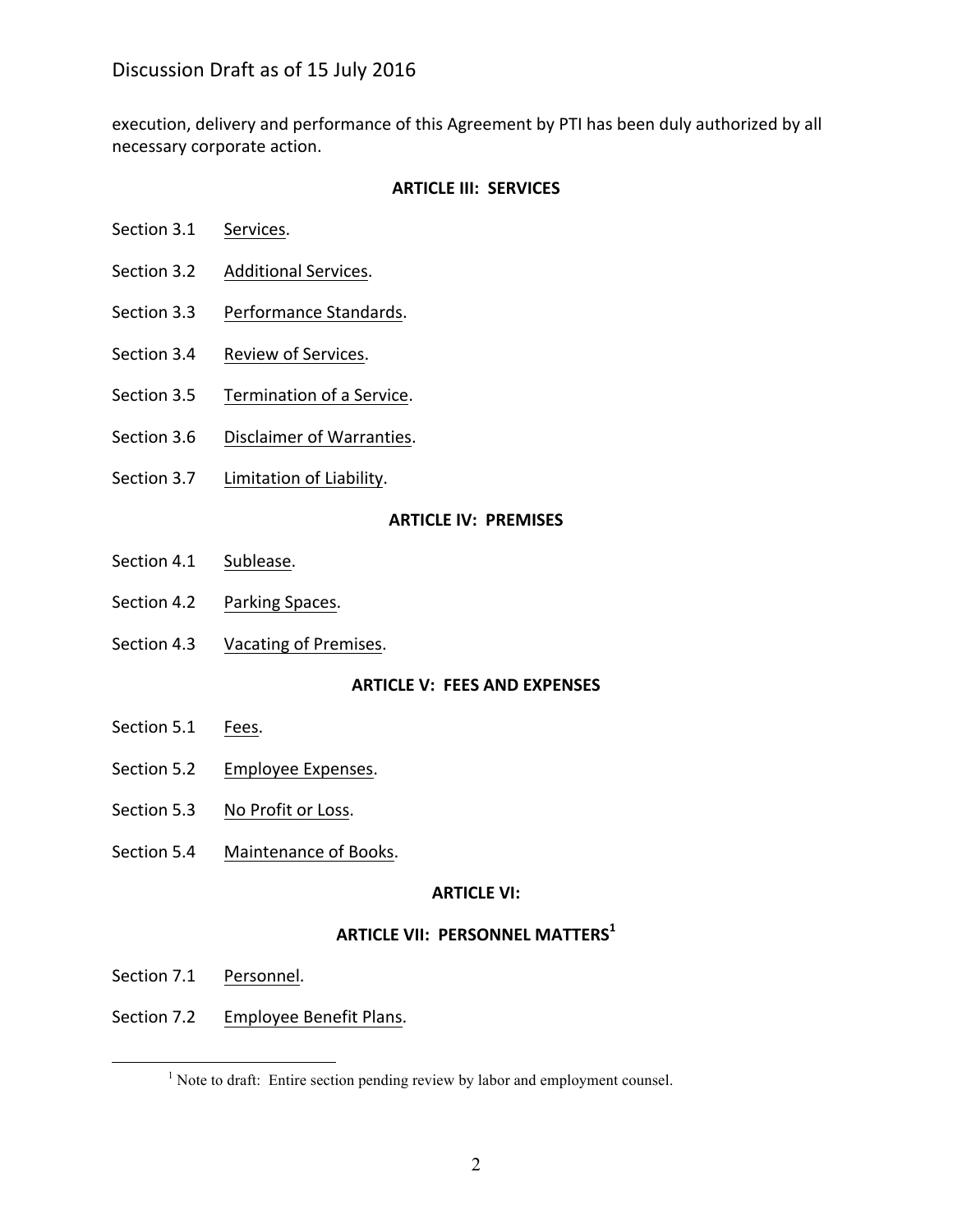execution, delivery and performance of this Agreement by PTI has been duly authorized by all necessary corporate action.

## ARTICLE III: SERVICES

Section 3.1 Services.

Section 3.2 Additional Services.

Section 3.3 Performance Standards.

Section 3.4 Review of Services.

Section 3.5 Termination of a Service.

Section 3.6 Disclaimer of Warranties.

Section 3.7 Limitation of Liability.

## ARTICLE IV: PREMISES

Section 4.1 Sublease.

Section 4.2 Parking Spaces.

Section 4.3 Vacating of Premises.

## ARTICLE V: FEES AND EXPENSES

Section 5.1 Fees.

Section 5.2 Employee Expenses.

Section 5.3 No Profit or Loss.

Section 5.4 Maintenance of Books.

## ARTICLE VI:

## ARTICLE VII: PERSONNEL MATTERS[1]

Section 7.1 Personnel.

Section 7.2 Employee Benefit Plans.

[1] Note to draft: Entire section pending review by labor and employment counsel.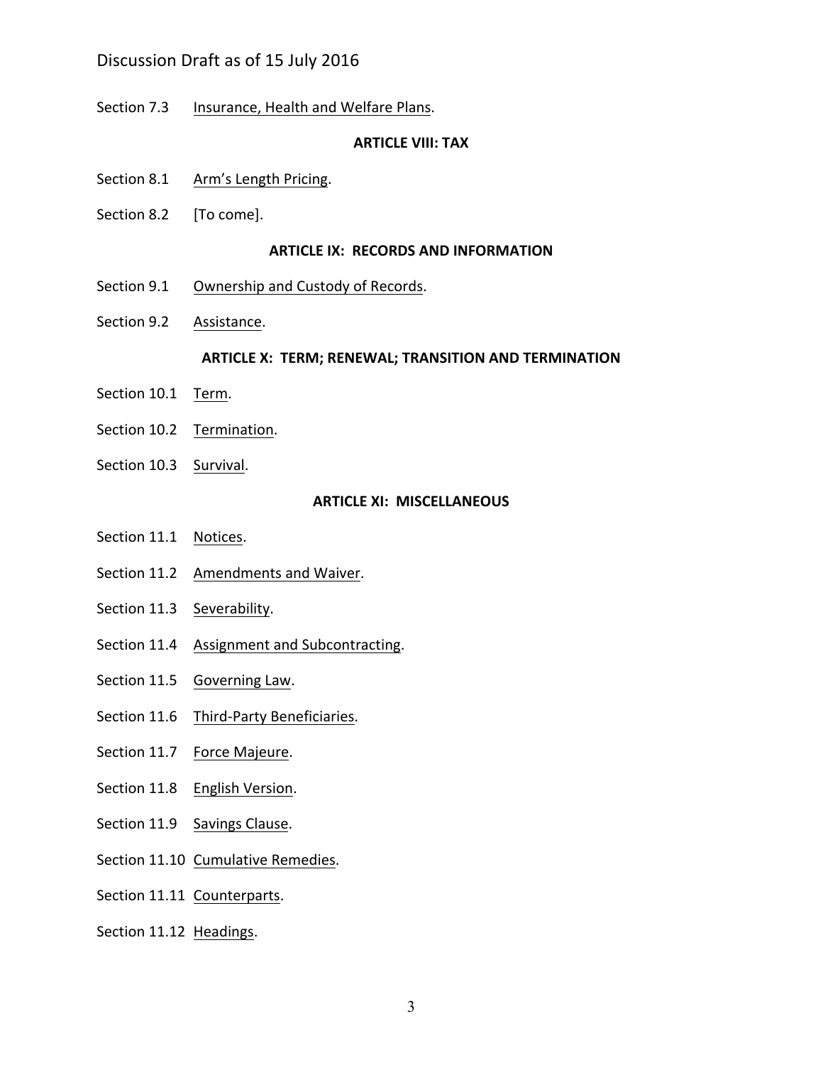Section 7.3 Insurance, Health and Welfare Plans.

**ARTICLE VIII: TAX**

Section 8.1 Arm's Length Pricing.

Section 8.2 [To come].

**ARTICLE IX: RECORDS AND INFORMATION**

Section 9.1 Ownership and Custody of Records.

Section 9.2 Assistance.

**ARTICLE X: TERM; RENEWAL; TRANSITION AND TERMINATION**

Section 10.1 Term.

Section 10.2 Termination.

Section 10.3 Survival.

**ARTICLE XI: MISCELLANEOUS**

Section 11.1 Notices.

Section 11.2 Amendments and Waiver.

Section 11.3 Severability.

Section 11.4 Assignment and Subcontracting.

Section 11.5 Governing Law.

Section 11.6 Third-Party Beneficiaries.

Section 11.7 Force Majeure.

Section 11.8 English Version.

Section 11.9 Savings Clause.

Section 11.10 Cumulative Remedies.

Section 11.11 Counterparts.

Section 11.12 Headings.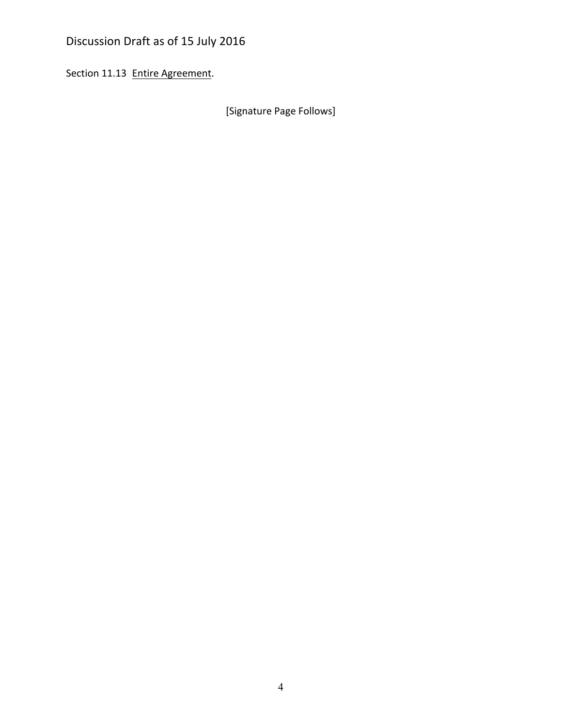Section 11.13 <u>Entire Agreement</u>.

[Signature Page Follows]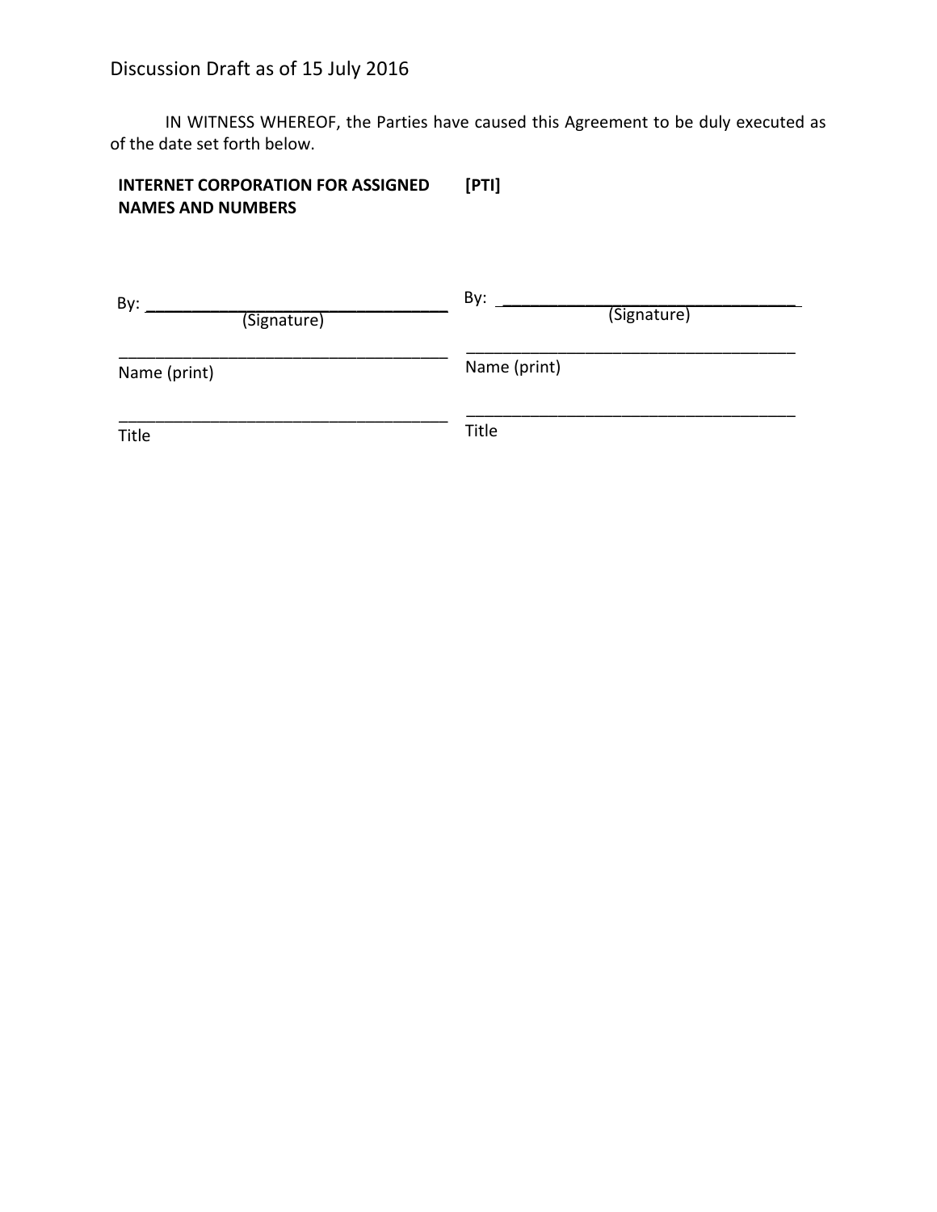Discussion Draft as of 15 July 2016

IN WITNESS WHEREOF, the Parties have caused this Agreement to be duly executed as of the date set forth below.

| **INTERNET CORPORATION FOR ASSIGNED NAMES AND NUMBERS** | **[PTI]** |
| --- | --- |
| By: ______________________________ (Signature) | By: ______________________________ (Signature) |
| ______________________________ Name (print) | ______________________________ Name (print) |
| ______________________________ Title | ______________________________ Title |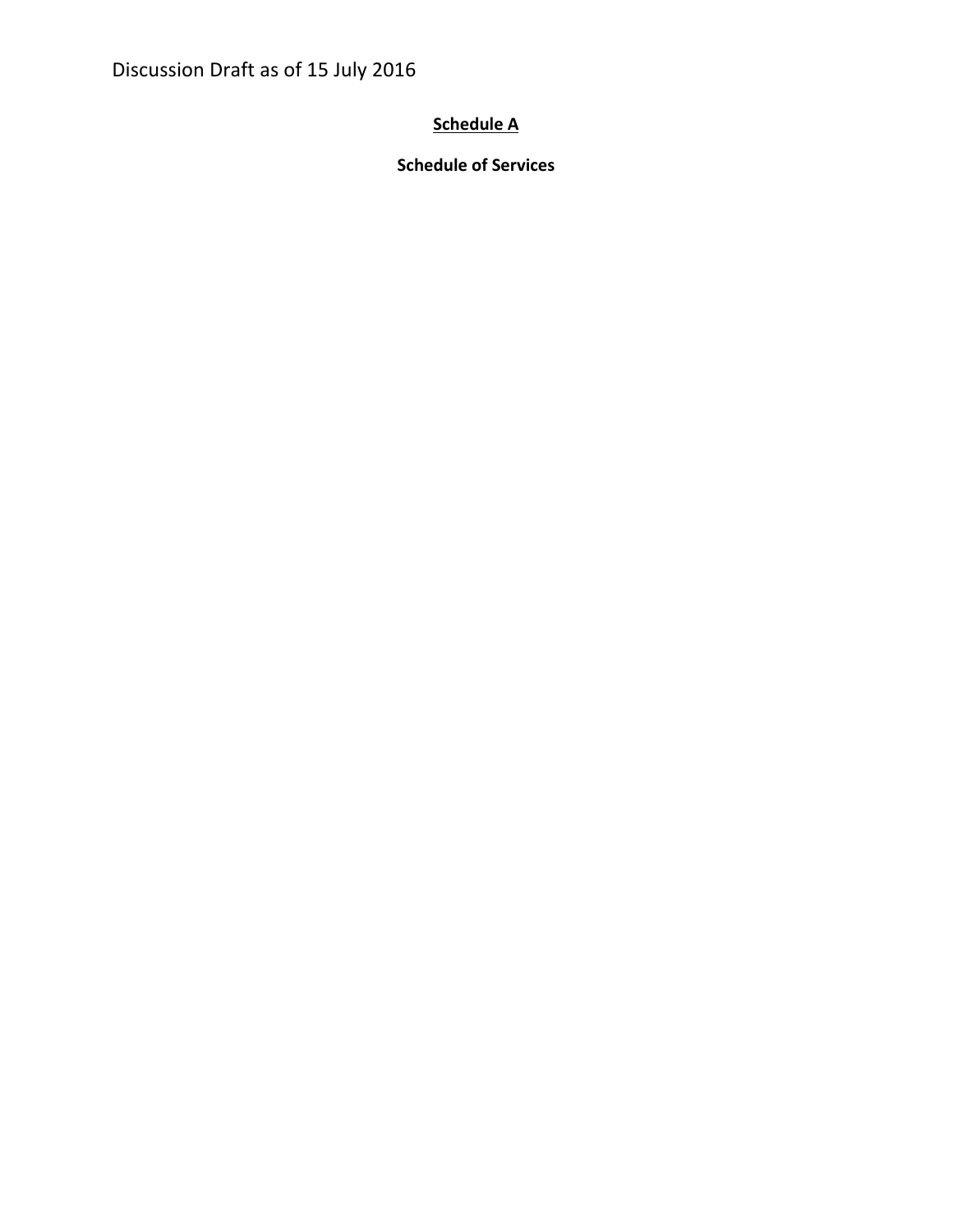Discussion Draft as of 15 July 2016

**Schedule A**

**Schedule of Services**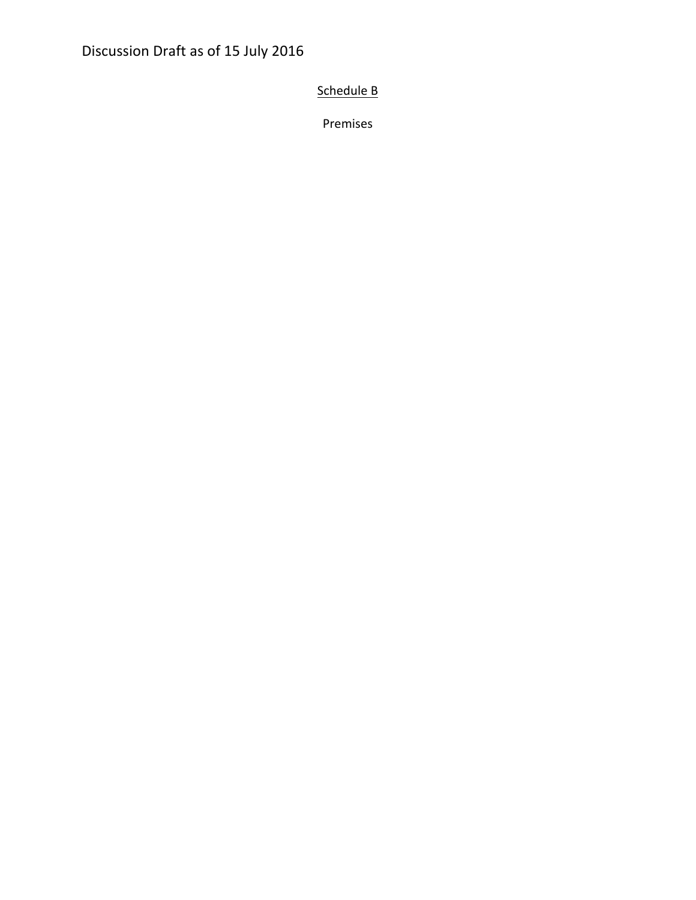Discussion Draft as of 15 July 2016

Schedule B

Premises